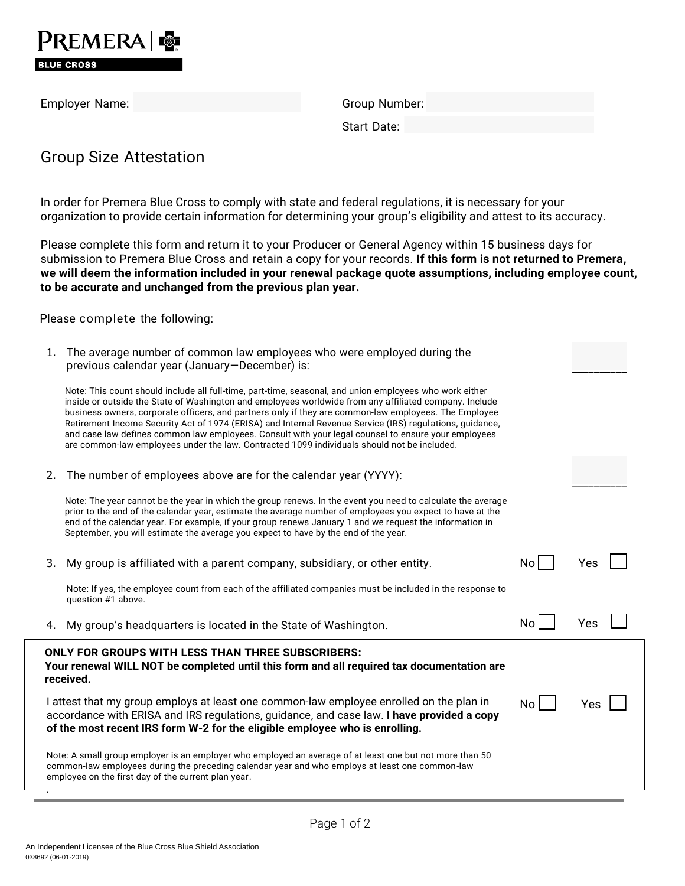**PREMERA BLUE CROSS**

Employer Name: 

Group Number: 

Start Date: 

# Group Size Attestation

In order for Premera Blue Cross to comply with state and federal regulations, it is necessary for your organization to provide certain information for determining your group's eligibility and attest to its accuracy.

Please complete this form and return it to your Producer or General Agency within 15 business days for submission to Premera Blue Cross and retain a copy for your records. **If this form is not returned to Premera, we will deem the information included in your renewal package quote assumptions, including employee count, to be accurate and unchanged from the previous plan year.**

Please complete the following:

1. The average number of common law employees who were employed during the previous calendar year (January—December) is: ________

   Note: This count should include all full-time, part-time, seasonal, and union employees who work either inside or outside the State of Washington and employees worldwide from any affiliated company. Include business owners, corporate officers, and partners only if they are common-law employees. The Employee Retirement Income Security Act of 1974 (ERISA) and Internal Revenue Service (IRS) regulations, guidance, and case law defines common law employees. Consult with your legal counsel to ensure your employees are common-law employees under the law. Contracted 1099 individuals should not be included.

2. The number of employees above are for the calendar year (YYYY): ________

   Note: The year cannot be the year in which the group renews. In the event you need to calculate the average prior to the end of the calendar year, estimate the average number of employees you expect to have at the end of the calendar year. For example, if your group renews January 1 and we request the information in September, you will estimate the average you expect to have by the end of the year.

3. My group is affiliated with a parent company, subsidiary, or other entity. No ☐ Yes ☐

   Note: If yes, the employee count from each of the affiliated companies must be included in the response to question #1 above.

4. My group's headquarters is located in the State of Washington. No ☐ Yes ☐

**ONLY FOR GROUPS WITH LESS THAN THREE SUBSCRIBERS:**
**Your renewal WILL NOT be completed until this form and all required tax documentation are received.**

I attest that my group employs at least one common-law employee enrolled on the plan in accordance with ERISA and IRS regulations, guidance, and case law. **I have provided a copy of the most recent IRS form W-2 for the eligible employee who is enrolling.** No ☐ Yes ☐

Note: A small group employer is an employer who employed an average of at least one but not more than 50 common-law employees during the preceding calendar year and who employs at least one common-law employee on the first day of the current plan year.

An Independent Licensee of the Blue Cross Blue Shield Association
038692 (06-01-2019)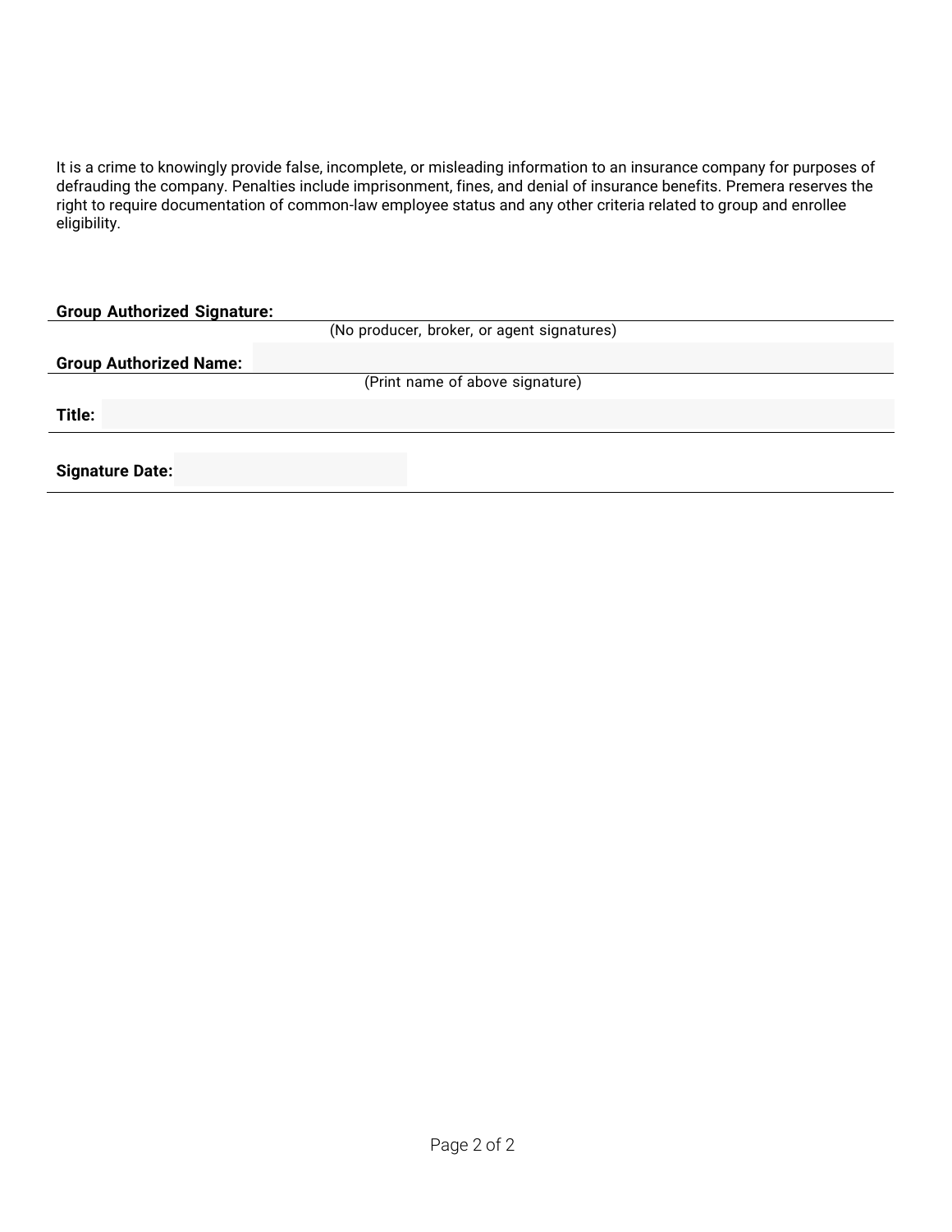It is a crime to knowingly provide false, incomplete, or misleading information to an insurance company for purposes of defrauding the company. Penalties include imprisonment, fines, and denial of insurance benefits. Premera reserves the right to require documentation of common-law employee status and any other criteria related to group and enrollee eligibility.

**Group Authorized Signature:**

(No producer, broker, or agent signatures)

**Group Authorized Name:**

(Print name of above signature)

**Title:**

**Signature Date:**